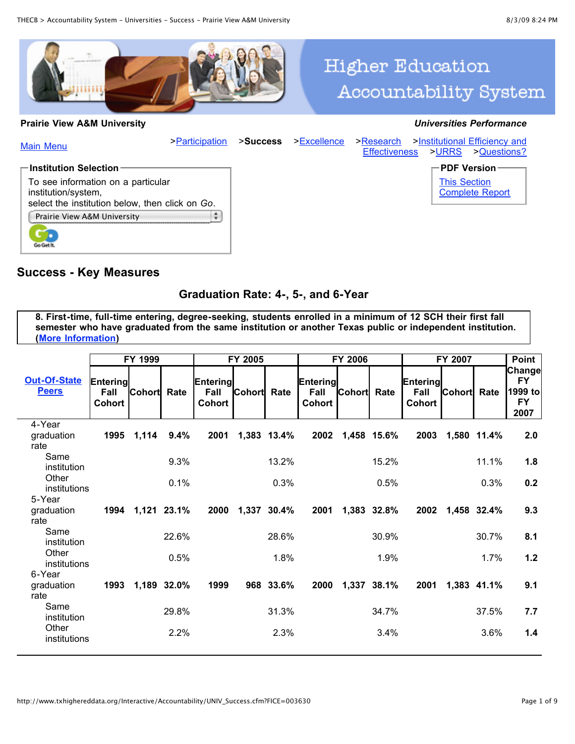**Prairie View A&M University** — ***Universities Performance***

Main Menu | >Participation | >**Success** | >Excellence | >Research | >Institutional Efficiency and Effectiveness | >URRS | >Questions?

**Institution Selection**

To see information on a particular institution/system,
select the institution below, then click on *Go*.

Prairie View A&M University

**PDF Version**

This Section
Complete Report

## Success - Key Measures

### Graduation Rate: 4-, 5-, and 6-Year

**8. First-time, full-time entering, degree-seeking, students enrolled in a minimum of 12 SCH their first fall semester who have graduated from the same institution or another Texas public or independent institution. (More Information)**

| Out-Of-State Peers | FY 1999 | | | FY 2005 | | | FY 2006 | | | FY 2007 | | | Point Change FY 1999 to FY 2007 |
|---|---|---|---|---|---|---|---|---|---|---|---|---|---|
| | Entering Fall Cohort | Cohort | Rate | Entering Fall Cohort | Cohort | Rate | Entering Fall Cohort | Cohort | Rate | Entering Fall Cohort | Cohort | Rate | |
| 4-Year graduation rate | **1995** | **1,114** | **9.4%** | **2001** | **1,383** | **13.4%** | **2002** | **1,458** | **15.6%** | **2003** | **1,580** | **11.4%** | **2.0** |
| Same institution | | | 9.3% | | | 13.2% | | | 15.2% | | | 11.1% | **1.8** |
| Other institutions | | | 0.1% | | | 0.3% | | | 0.5% | | | 0.3% | **0.2** |
| 5-Year graduation rate | **1994** | **1,121** | **23.1%** | **2000** | **1,337** | **30.4%** | **2001** | **1,383** | **32.8%** | **2002** | **1,458** | **32.4%** | **9.3** |
| Same institution | | | 22.6% | | | 28.6% | | | 30.9% | | | 30.7% | **8.1** |
| Other institutions | | | 0.5% | | | 1.8% | | | 1.9% | | | 1.7% | **1.2** |
| 6-Year graduation rate | **1993** | **1,189** | **32.0%** | **1999** | **968** | **33.6%** | **2000** | **1,337** | **38.1%** | **2001** | **1,383** | **41.1%** | **9.1** |
| Same institution | | | 29.8% | | | 31.3% | | | 34.7% | | | 37.5% | **7.7** |
| Other institutions | | | 2.2% | | | 2.3% | | | 3.4% | | | 3.6% | **1.4** |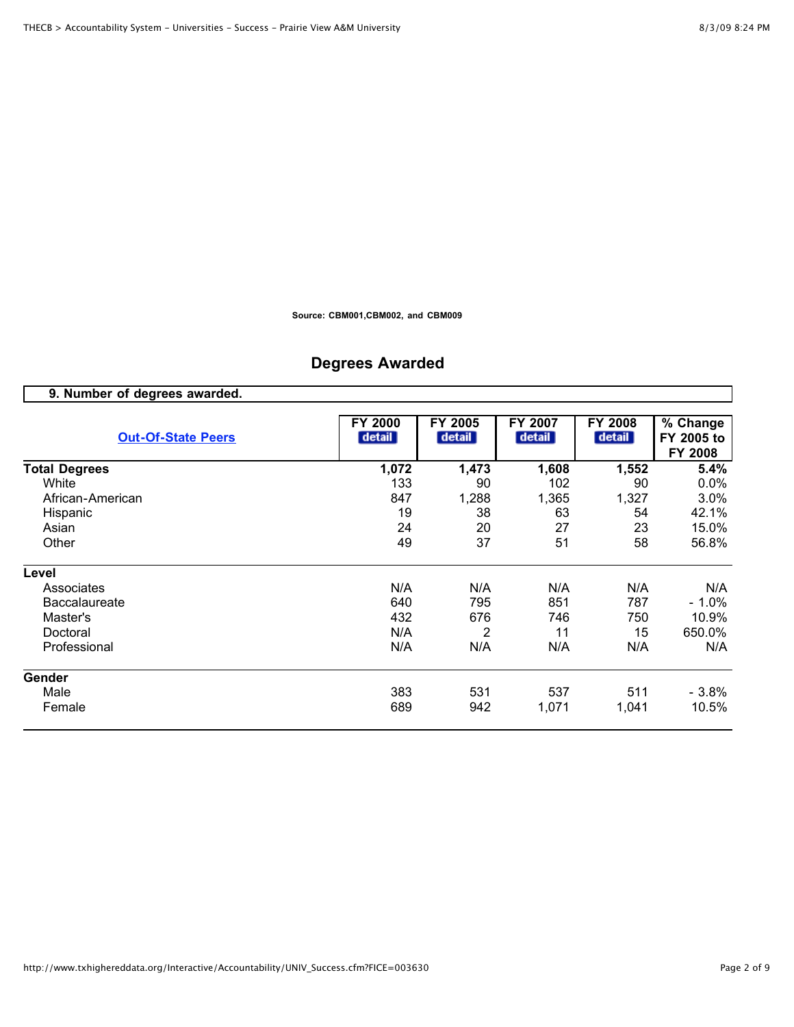Source: CBM001,CBM002, and CBM009

## Degrees Awarded

**9. Number of degrees awarded.**

| Out-Of-State Peers | FY 2000 detail | FY 2005 detail | FY 2007 detail | FY 2008 detail | % Change FY 2005 to FY 2008 |
|---|---|---|---|---|---|
| **Total Degrees** | **1,072** | **1,473** | **1,608** | **1,552** | **5.4%** |
| White | 133 | 90 | 102 | 90 | 0.0% |
| African-American | 847 | 1,288 | 1,365 | 1,327 | 3.0% |
| Hispanic | 19 | 38 | 63 | 54 | 42.1% |
| Asian | 24 | 20 | 27 | 23 | 15.0% |
| Other | 49 | 37 | 51 | 58 | 56.8% |
| **Level** | | | | | |
| Associates | N/A | N/A | N/A | N/A | N/A |
| Baccalaureate | 640 | 795 | 851 | 787 | - 1.0% |
| Master's | 432 | 676 | 746 | 750 | 10.9% |
| Doctoral | N/A | 2 | 11 | 15 | 650.0% |
| Professional | N/A | N/A | N/A | N/A | N/A |
| **Gender** | | | | | |
| Male | 383 | 531 | 537 | 511 | - 3.8% |
| Female | 689 | 942 | 1,071 | 1,041 | 10.5% |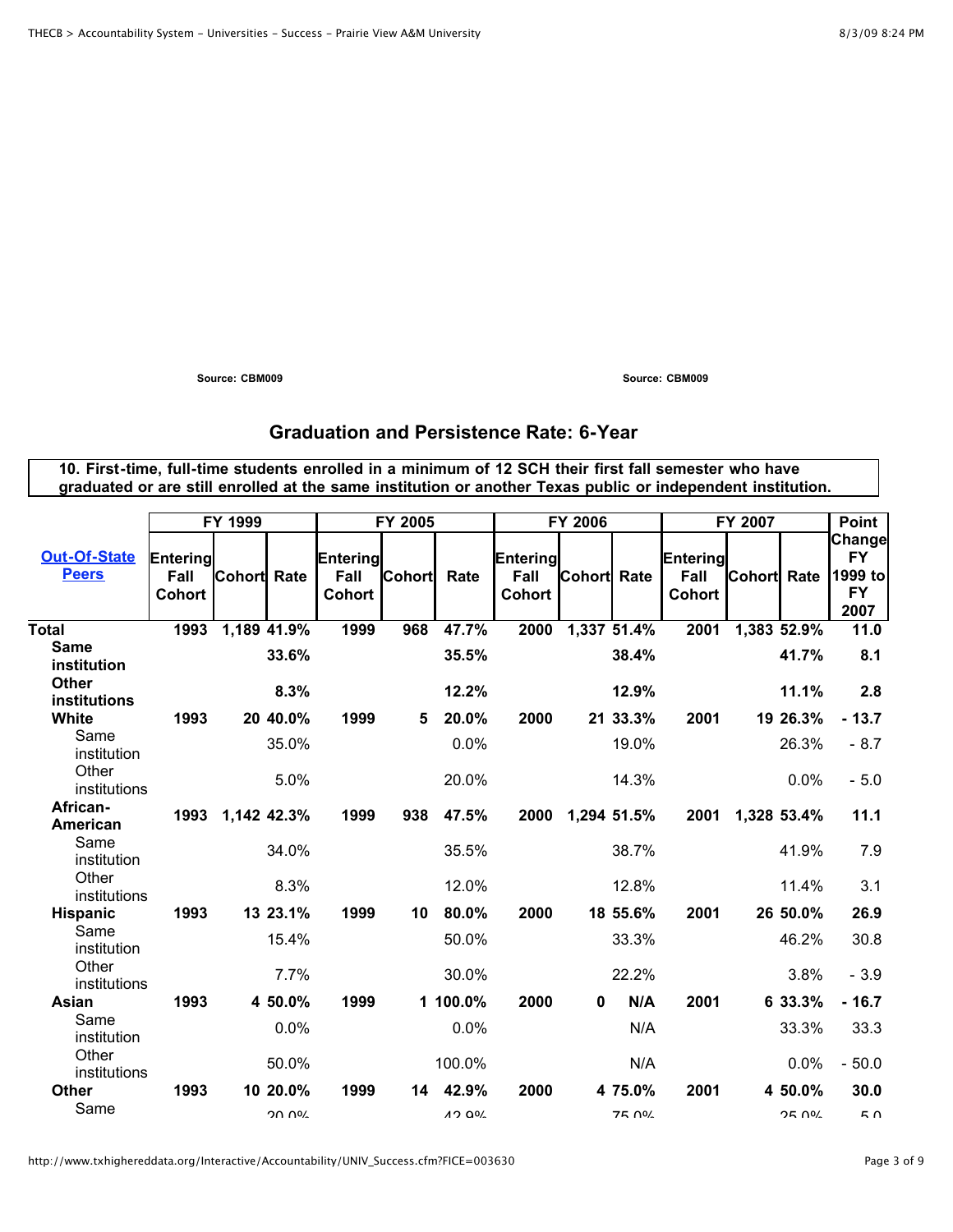Source: CBM009

Source: CBM009

## Graduation and Persistence Rate: 6-Year

**10. First-time, full-time students enrolled in a minimum of 12 SCH their first fall semester who have graduated or are still enrolled at the same institution or another Texas public or independent institution.**

| [Out-Of-State Peers]() | FY 1999 | | | FY 2005 | | | FY 2006 | | | FY 2007 | | | Point |
|---|---|---|---|---|---|---|---|---|---|---|---|---|---|
| | Entering Fall Cohort | Cohort | Rate | Entering Fall Cohort | Cohort | Rate | Entering Fall Cohort | Cohort | Rate | Entering Fall Cohort | Cohort | Rate | Change FY 1999 to FY 2007 |
| **Total** | **1993** | **1,189** | **41.9%** | **1999** | **968** | **47.7%** | **2000** | **1,337** | **51.4%** | **2001** | **1,383** | **52.9%** | **11.0** |
| **Same institution** | | | **33.6%** | | | **35.5%** | | | **38.4%** | | | **41.7%** | **8.1** |
| **Other institutions** | | | **8.3%** | | | **12.2%** | | | **12.9%** | | | **11.1%** | **2.8** |
| **White** | **1993** | **20** | **40.0%** | **1999** | **5** | **20.0%** | **2000** | **21** | **33.3%** | **2001** | **19** | **26.3%** | **- 13.7** |
| Same institution | | | 35.0% | | | 0.0% | | | 19.0% | | | 26.3% | - 8.7 |
| Other institutions | | | 5.0% | | | 20.0% | | | 14.3% | | | 0.0% | - 5.0 |
| **African-American** | **1993** | **1,142** | **42.3%** | **1999** | **938** | **47.5%** | **2000** | **1,294** | **51.5%** | **2001** | **1,328** | **53.4%** | **11.1** |
| Same institution | | | 34.0% | | | 35.5% | | | 38.7% | | | 41.9% | 7.9 |
| Other institutions | | | 8.3% | | | 12.0% | | | 12.8% | | | 11.4% | 3.1 |
| **Hispanic** | **1993** | **13** | **23.1%** | **1999** | **10** | **80.0%** | **2000** | **18** | **55.6%** | **2001** | **26** | **50.0%** | **26.9** |
| Same institution | | | 15.4% | | | 50.0% | | | 33.3% | | | 46.2% | 30.8 |
| Other institutions | | | 7.7% | | | 30.0% | | | 22.2% | | | 3.8% | - 3.9 |
| **Asian** | **1993** | **4** | **50.0%** | **1999** | **1** | **100.0%** | **2000** | **0** | **N/A** | **2001** | **6** | **33.3%** | **- 16.7** |
| Same institution | | | 0.0% | | | 0.0% | | | N/A | | | 33.3% | 33.3 |
| Other institutions | | | 50.0% | | | 100.0% | | | N/A | | | 0.0% | - 50.0 |
| **Other** | **1993** | **10** | **20.0%** | **1999** | **14** | **42.9%** | **2000** | **4** | **75.0%** | **2001** | **4** | **50.0%** | **30.0** |
| Same | | | 20.0% | | | 42.9% | | | 75.0% | | | 25.0% | 5.0 |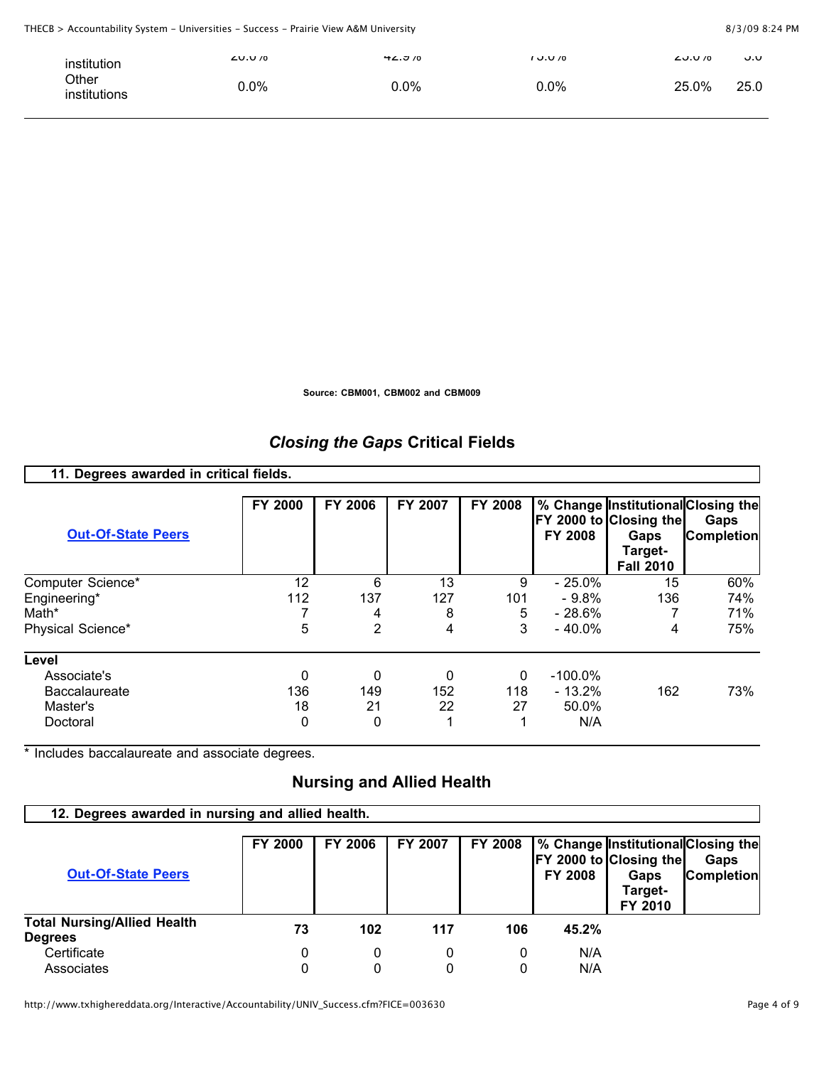| institution | 20.0% | 42.9% | 75.0% | 25.0% | 5.0 |
|---|---|---|---|---|---|
| Other institutions | 0.0% | 0.0% | 0.0% | 25.0% | 25.0 |

**Source: CBM001, CBM002 and CBM009**

## *Closing the Gaps* Critical Fields

**11. Degrees awarded in critical fields.**

| Out-Of-State Peers | FY 2000 | FY 2006 | FY 2007 | FY 2008 | % Change FY 2000 to FY 2008 | Institutional Closing the Gaps Target- Fall 2010 | Closing the Gaps Completion |
|---|---|---|---|---|---|---|---|
| Computer Science* | 12 | 6 | 13 | 9 | - 25.0% | 15 | 60% |
| Engineering* | 112 | 137 | 127 | 101 | - 9.8% | 136 | 74% |
| Math* | 7 | 4 | 8 | 5 | - 28.6% | 7 | 71% |
| Physical Science* | 5 | 2 | 4 | 3 | - 40.0% | 4 | 75% |
| **Level** | | | | | | | |
| Associate's | 0 | 0 | 0 | 0 | -100.0% | | |
| Baccalaureate | 136 | 149 | 152 | 118 | - 13.2% | 162 | 73% |
| Master's | 18 | 21 | 22 | 27 | 50.0% | | |
| Doctoral | 0 | 0 | 1 | 1 | N/A | | |

* Includes baccalaureate and associate degrees.

## Nursing and Allied Health

**12. Degrees awarded in nursing and allied health.**

| Out-Of-State Peers | FY 2000 | FY 2006 | FY 2007 | FY 2008 | % Change FY 2000 to FY 2008 | Institutional Closing the Gaps Target- FY 2010 | Closing the Gaps Completion |
|---|---|---|---|---|---|---|---|
| **Total Nursing/Allied Health Degrees** | **73** | **102** | **117** | **106** | **45.2%** | | |
| Certificate | 0 | 0 | 0 | 0 | N/A | | |
| Associates | 0 | 0 | 0 | 0 | N/A | | |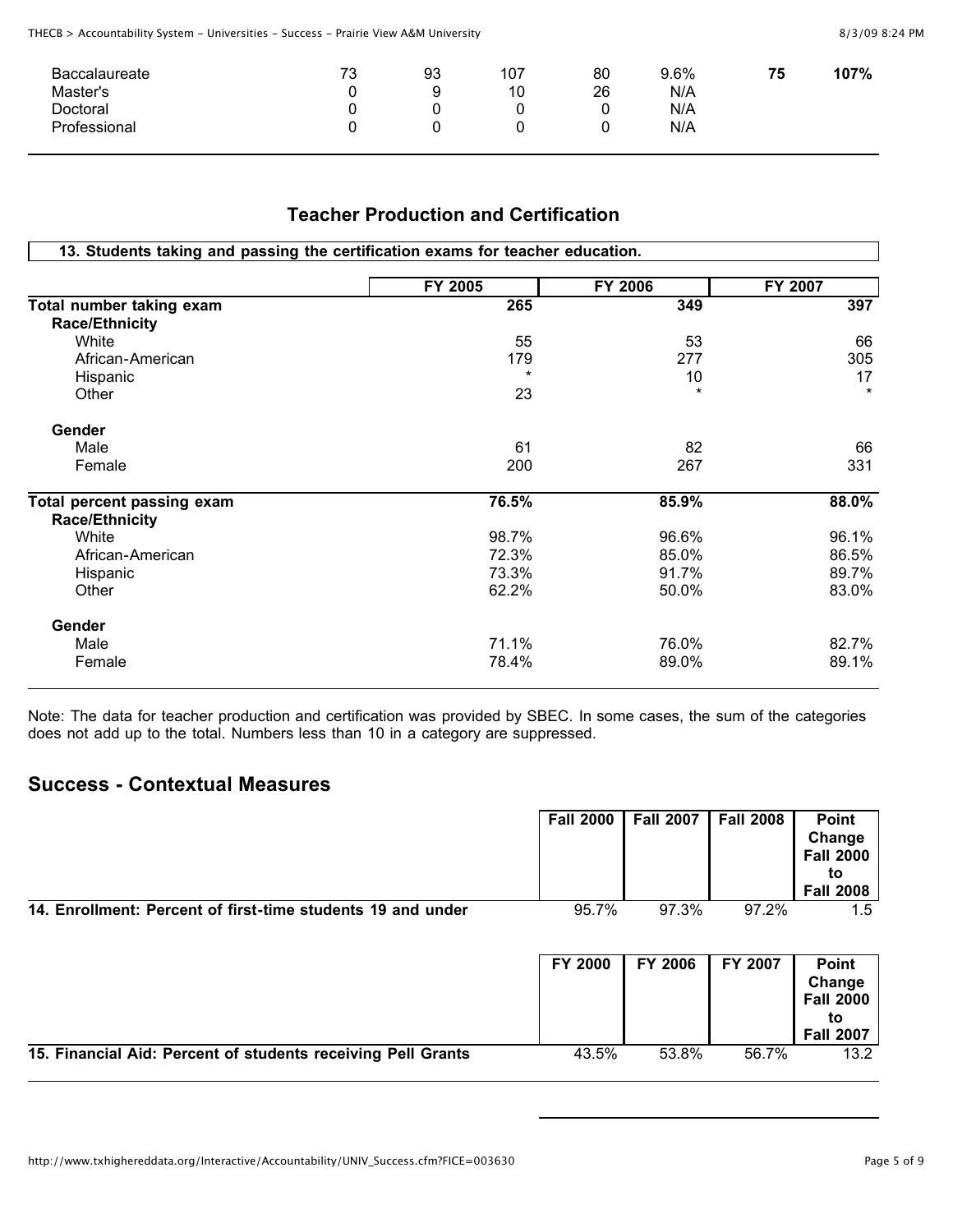| | | | | | | |
|---|---|---|---|---|---|---|
| Baccalaureate | 73 | 93 | 107 | 80 | 9.6% | **75** | **107%** |
| Master's | 0 | 9 | 10 | 26 | N/A | | |
| Doctoral | 0 | 0 | 0 | 0 | N/A | | |
| Professional | 0 | 0 | 0 | 0 | N/A | | |

## Teacher Production and Certification

**13. Students taking and passing the certification exams for teacher education.**

| | FY 2005 | FY 2006 | FY 2007 |
|---|---|---|---|
| **Total number taking exam** | **265** | **349** | **397** |
| **Race/Ethnicity** | | | |
| White | 55 | 53 | 66 |
| African-American | 179 | 277 | 305 |
| Hispanic | * | 10 | 17 |
| Other | 23 | * | * |
| **Gender** | | | |
| Male | 61 | 82 | 66 |
| Female | 200 | 267 | 331 |
| **Total percent passing exam** | **76.5%** | **85.9%** | **88.0%** |
| **Race/Ethnicity** | | | |
| White | 98.7% | 96.6% | 96.1% |
| African-American | 72.3% | 85.0% | 86.5% |
| Hispanic | 73.3% | 91.7% | 89.7% |
| Other | 62.2% | 50.0% | 83.0% |
| **Gender** | | | |
| Male | 71.1% | 76.0% | 82.7% |
| Female | 78.4% | 89.0% | 89.1% |

Note: The data for teacher production and certification was provided by SBEC. In some cases, the sum of the categories does not add up to the total. Numbers less than 10 in a category are suppressed.

## Success - Contextual Measures

| | Fall 2000 | Fall 2007 | Fall 2008 | Point Change Fall 2000 to Fall 2008 |
|---|---|---|---|---|
| **14. Enrollment: Percent of first-time students 19 and under** | 95.7% | 97.3% | 97.2% | 1.5 |

| | FY 2000 | FY 2006 | FY 2007 | Point Change Fall 2000 to Fall 2007 |
|---|---|---|---|---|
| **15. Financial Aid: Percent of students receiving Pell Grants** | 43.5% | 53.8% | 56.7% | 13.2 |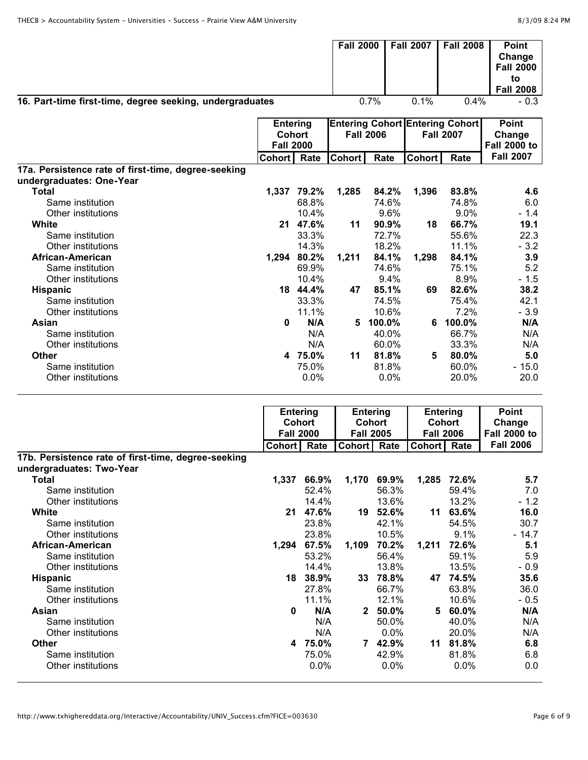| | Fall 2000 | Fall 2007 | Fall 2008 | Point Change Fall 2000 to Fall 2008 |
|---|---|---|---|---|
| **16. Part-time first-time, degree seeking, undergraduates** | 0.7% | 0.1% | 0.4% | - 0.3 |

| | Entering Cohort Fall 2000 | | Entering Cohort Fall 2006 | | Entering Cohort Fall 2007 | | Point Change Fall 2000 to Fall 2007 |
|---|---|---|---|---|---|---|---|
| | Cohort | Rate | Cohort | Rate | Cohort | Rate | |
| **17a. Persistence rate of first-time, degree-seeking undergraduates: One-Year** | | | | | | | |
| **Total** | 1,337 | 79.2% | 1,285 | 84.2% | 1,396 | 83.8% | 4.6 |
| Same institution | | 68.8% | | 74.6% | | 74.8% | 6.0 |
| Other institutions | | 10.4% | | 9.6% | | 9.0% | - 1.4 |
| **White** | 21 | 47.6% | 11 | 90.9% | 18 | 66.7% | 19.1 |
| Same institution | | 33.3% | | 72.7% | | 55.6% | 22.3 |
| Other institutions | | 14.3% | | 18.2% | | 11.1% | - 3.2 |
| **African-American** | 1,294 | 80.2% | 1,211 | 84.1% | 1,298 | 84.1% | 3.9 |
| Same institution | | 69.9% | | 74.6% | | 75.1% | 5.2 |
| Other institutions | | 10.4% | | 9.4% | | 8.9% | - 1.5 |
| **Hispanic** | 18 | 44.4% | 47 | 85.1% | 69 | 82.6% | 38.2 |
| Same institution | | 33.3% | | 74.5% | | 75.4% | 42.1 |
| Other institutions | | 11.1% | | 10.6% | | 7.2% | - 3.9 |
| **Asian** | 0 | N/A | 5 | 100.0% | 6 | 100.0% | N/A |
| Same institution | | N/A | | 40.0% | | 66.7% | N/A |
| Other institutions | | N/A | | 60.0% | | 33.3% | N/A |
| **Other** | 4 | 75.0% | 11 | 81.8% | 5 | 80.0% | 5.0 |
| Same institution | | 75.0% | | 81.8% | | 60.0% | - 15.0 |
| Other institutions | | 0.0% | | 0.0% | | 20.0% | 20.0 |

| | Entering Cohort Fall 2000 | | Entering Cohort Fall 2005 | | Entering Cohort Fall 2006 | | Point Change Fall 2000 to Fall 2006 |
|---|---|---|---|---|---|---|---|
| | Cohort | Rate | Cohort | Rate | Cohort | Rate | |
| **17b. Persistence rate of first-time, degree-seeking undergraduates: Two-Year** | | | | | | | |
| **Total** | 1,337 | 66.9% | 1,170 | 69.9% | 1,285 | 72.6% | 5.7 |
| Same institution | | 52.4% | | 56.3% | | 59.4% | 7.0 |
| Other institutions | | 14.4% | | 13.6% | | 13.2% | - 1.2 |
| **White** | 21 | 47.6% | 19 | 52.6% | 11 | 63.6% | 16.0 |
| Same institution | | 23.8% | | 42.1% | | 54.5% | 30.7 |
| Other institutions | | 23.8% | | 10.5% | | 9.1% | - 14.7 |
| **African-American** | 1,294 | 67.5% | 1,109 | 70.2% | 1,211 | 72.6% | 5.1 |
| Same institution | | 53.2% | | 56.4% | | 59.1% | 5.9 |
| Other institutions | | 14.4% | | 13.8% | | 13.5% | - 0.9 |
| **Hispanic** | 18 | 38.9% | 33 | 78.8% | 47 | 74.5% | 35.6 |
| Same institution | | 27.8% | | 66.7% | | 63.8% | 36.0 |
| Other institutions | | 11.1% | | 12.1% | | 10.6% | - 0.5 |
| **Asian** | 0 | N/A | 2 | 50.0% | 5 | 60.0% | N/A |
| Same institution | | N/A | | 50.0% | | 40.0% | N/A |
| Other institutions | | N/A | | 0.0% | | 20.0% | N/A |
| **Other** | 4 | 75.0% | 7 | 42.9% | 11 | 81.8% | 6.8 |
| Same institution | | 75.0% | | 42.9% | | 81.8% | 6.8 |
| Other institutions | | 0.0% | | 0.0% | | 0.0% | 0.0 |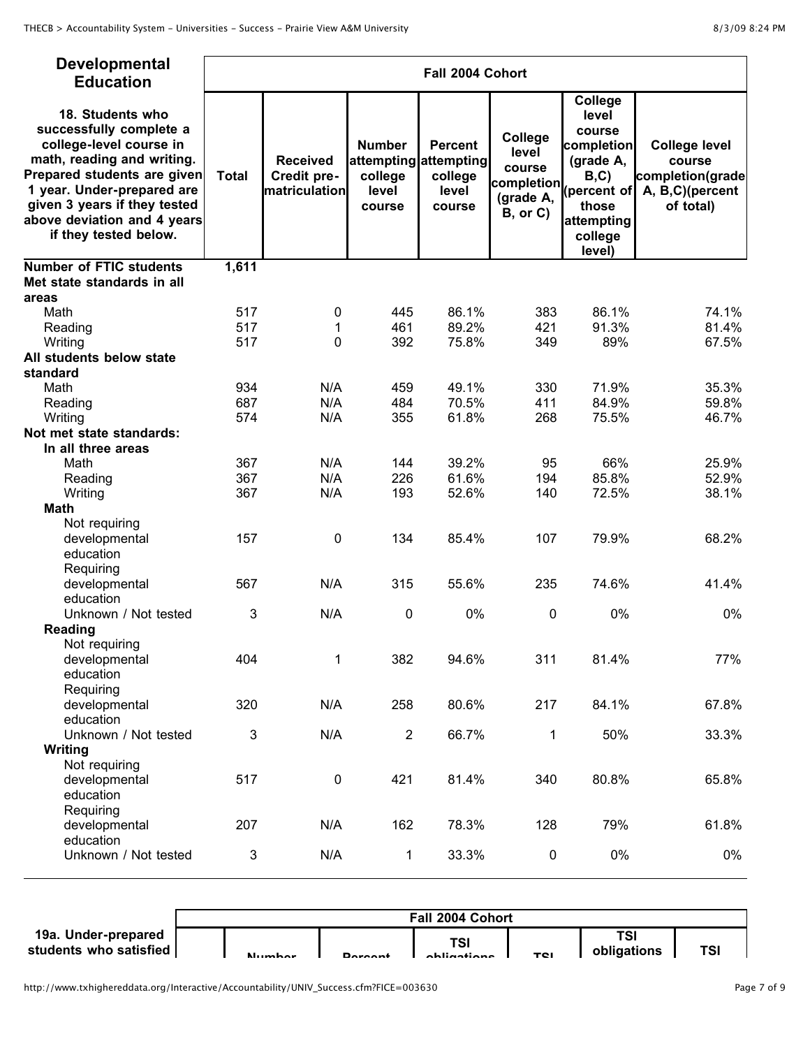| Developmental Education | Fall 2004 Cohort | | | | | | |
|---|---|---|---|---|---|---|---|
| 18. Students who successfully complete a college-level course in math, reading and writing. Prepared students are given 1 year. Under-prepared are given 3 years if they tested above deviation and 4 years if they tested below. | Total | Received Credit pre-matriculation | Number attempting college level course | Percent attempting college level course | College level course completion (grade A, B, or C) | College level course completion (grade A, B,C) (percent of those attempting college level) | College level course completion(grade A, B,C)(percent of total) |
| **Number of FTIC students** | **1,611** | | | | | | |
| **Met state standards in all areas** | | | | | | | |
| Math | 517 | 0 | 445 | 86.1% | 383 | 86.1% | 74.1% |
| Reading | 517 | 1 | 461 | 89.2% | 421 | 91.3% | 81.4% |
| Writing | 517 | 0 | 392 | 75.8% | 349 | 89% | 67.5% |
| **All students below state standard** | | | | | | | |
| Math | 934 | N/A | 459 | 49.1% | 330 | 71.9% | 35.3% |
| Reading | 687 | N/A | 484 | 70.5% | 411 | 84.9% | 59.8% |
| Writing | 574 | N/A | 355 | 61.8% | 268 | 75.5% | 46.7% |
| **Not met state standards:** | | | | | | | |
| **In all three areas** | | | | | | | |
| Math | 367 | N/A | 144 | 39.2% | 95 | 66% | 25.9% |
| Reading | 367 | N/A | 226 | 61.6% | 194 | 85.8% | 52.9% |
| Writing | 367 | N/A | 193 | 52.6% | 140 | 72.5% | 38.1% |
| **Math** | | | | | | | |
| Not requiring developmental education | 157 | 0 | 134 | 85.4% | 107 | 79.9% | 68.2% |
| Requiring developmental education | 567 | N/A | 315 | 55.6% | 235 | 74.6% | 41.4% |
| Unknown / Not tested | 3 | N/A | 0 | 0% | 0 | 0% | 0% |
| **Reading** | | | | | | | |
| Not requiring developmental education | 404 | 1 | 382 | 94.6% | 311 | 81.4% | 77% |
| Requiring developmental education | 320 | N/A | 258 | 80.6% | 217 | 84.1% | 67.8% |
| Unknown / Not tested | 3 | N/A | 2 | 66.7% | 1 | 50% | 33.3% |
| **Writing** | | | | | | | |
| Not requiring developmental education | 517 | 0 | 421 | 81.4% | 340 | 80.8% | 65.8% |
| Requiring developmental education | 207 | N/A | 162 | 78.3% | 128 | 79% | 61.8% |
| Unknown / Not tested | 3 | N/A | 1 | 33.3% | 0 | 0% | 0% |

| 19a. Under-prepared students who satisfied | Fall 2004 Cohort | | | | | | |
|---|---|---|---|---|---|---|---|
| | | Number | Percent | TSI obligations | TSI | TSI obligations | TSI |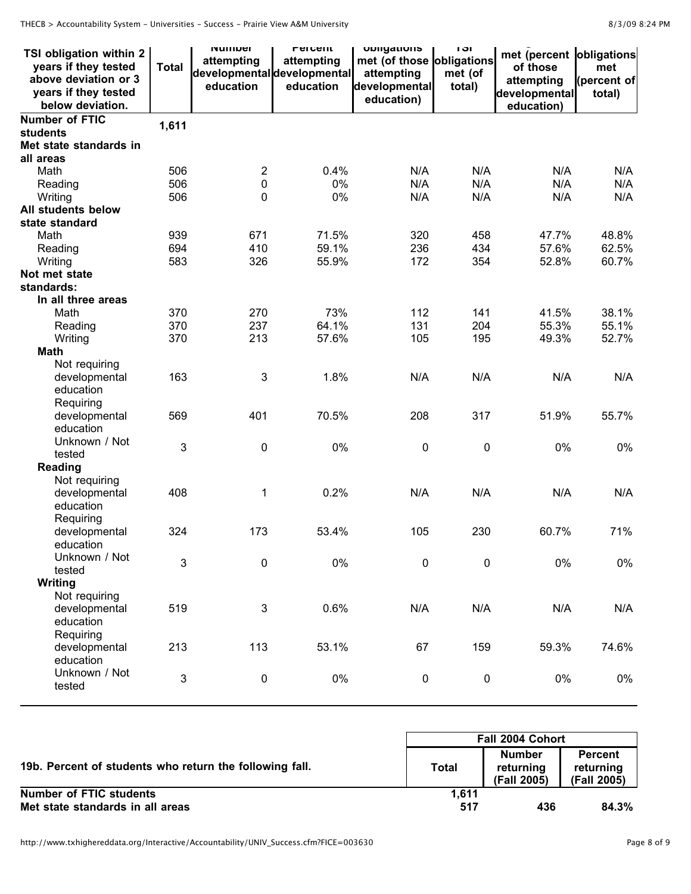| TSI obligation within 2 years if they tested above deviation or 3 years if they tested below deviation. | Total | Number attempting developmental education | Percent attempting developmental education | obligations met (of those attempting developmental education) | TSI obligations met (of total) | met (percent of those attempting developmental education) | obligations met (percent of total) |
|---|---|---|---|---|---|---|---|
| **Number of FTIC students** | 1,611 | | | | | | |
| **Met state standards in all areas** | | | | | | | |
| Math | 506 | 2 | 0.4% | N/A | N/A | N/A | N/A |
| Reading | 506 | 0 | 0% | N/A | N/A | N/A | N/A |
| Writing | 506 | 0 | 0% | N/A | N/A | N/A | N/A |
| **All students below state standard** | | | | | | | |
| Math | 939 | 671 | 71.5% | 320 | 458 | 47.7% | 48.8% |
| Reading | 694 | 410 | 59.1% | 236 | 434 | 57.6% | 62.5% |
| Writing | 583 | 326 | 55.9% | 172 | 354 | 52.8% | 60.7% |
| **Not met state standards:** | | | | | | | |
| **In all three areas** | | | | | | | |
| Math | 370 | 270 | 73% | 112 | 141 | 41.5% | 38.1% |
| Reading | 370 | 237 | 64.1% | 131 | 204 | 55.3% | 55.1% |
| Writing | 370 | 213 | 57.6% | 105 | 195 | 49.3% | 52.7% |
| **Math** | | | | | | | |
| Not requiring developmental education | 163 | 3 | 1.8% | N/A | N/A | N/A | N/A |
| Requiring developmental education | 569 | 401 | 70.5% | 208 | 317 | 51.9% | 55.7% |
| Unknown / Not tested | 3 | 0 | 0% | 0 | 0 | 0% | 0% |
| **Reading** | | | | | | | |
| Not requiring developmental education | 408 | 1 | 0.2% | N/A | N/A | N/A | N/A |
| Requiring developmental education | 324 | 173 | 53.4% | 105 | 230 | 60.7% | 71% |
| Unknown / Not tested | 3 | 0 | 0% | 0 | 0 | 0% | 0% |
| **Writing** | | | | | | | |
| Not requiring developmental education | 519 | 3 | 0.6% | N/A | N/A | N/A | N/A |
| Requiring developmental education | 213 | 113 | 53.1% | 67 | 159 | 59.3% | 74.6% |
| Unknown / Not tested | 3 | 0 | 0% | 0 | 0 | 0% | 0% |

| | Fall 2004 Cohort | | |
|---|---|---|---|
| **19b. Percent of students who return the following fall.** | **Total** | **Number returning (Fall 2005)** | **Percent returning (Fall 2005)** |
| **Number of FTIC students** | 1,611 | | |
| **Met state standards in all areas** | 517 | 436 | 84.3% |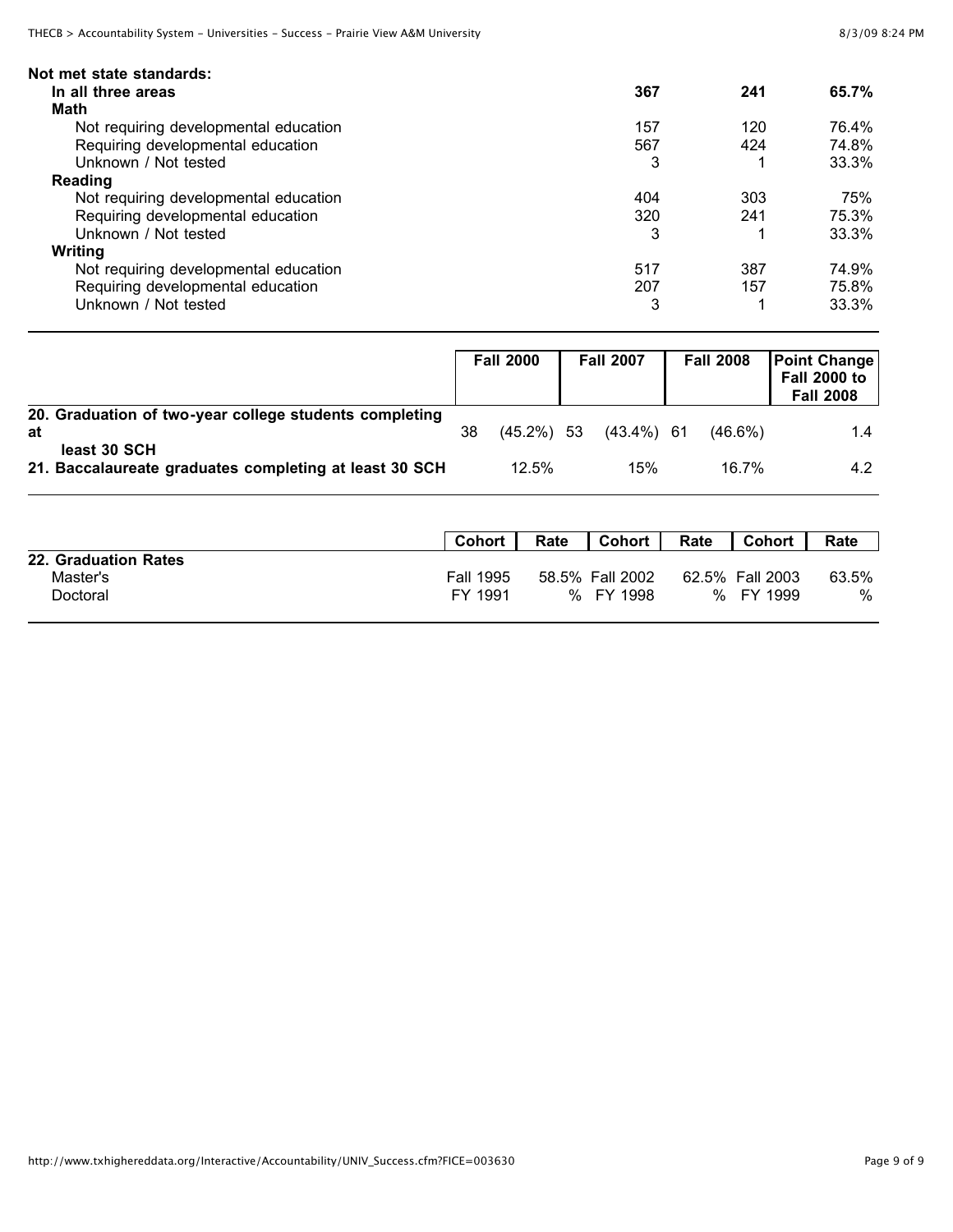| | | | |
|---|---|---|---|
| **Not met state standards:** | | | |
| **In all three areas** | **367** | **241** | **65.7%** |
| **Math** | | | |
| Not requiring developmental education | 157 | 120 | 76.4% |
| Requiring developmental education | 567 | 424 | 74.8% |
| Unknown / Not tested | 3 | 1 | 33.3% |
| **Reading** | | | |
| Not requiring developmental education | 404 | 303 | 75% |
| Requiring developmental education | 320 | 241 | 75.3% |
| Unknown / Not tested | 3 | 1 | 33.3% |
| **Writing** | | | |
| Not requiring developmental education | 517 | 387 | 74.9% |
| Requiring developmental education | 207 | 157 | 75.8% |
| Unknown / Not tested | 3 | 1 | 33.3% |

| | Fall 2000 | | Fall 2007 | | Fall 2008 | | Point Change Fall 2000 to Fall 2008 |
|---|---|---|---|---|---|---|---|
| **20. Graduation of two-year college students completing at least 30 SCH** | 38 | (45.2%) | 53 | (43.4%) | 61 | (46.6%) | 1.4 |
| **21. Baccalaureate graduates completing at least 30 SCH** | | 12.5% | | 15% | | 16.7% | 4.2 |

| | Cohort | Rate | Cohort | Rate | Cohort | Rate |
|---|---|---|---|---|---|---|
| **22. Graduation Rates** | | | | | | |
| Master's | Fall 1995 | 58.5% | Fall 2002 | 62.5% | Fall 2003 | 63.5% |
| Doctoral | FY 1991 | % | FY 1998 | % | FY 1999 | % |